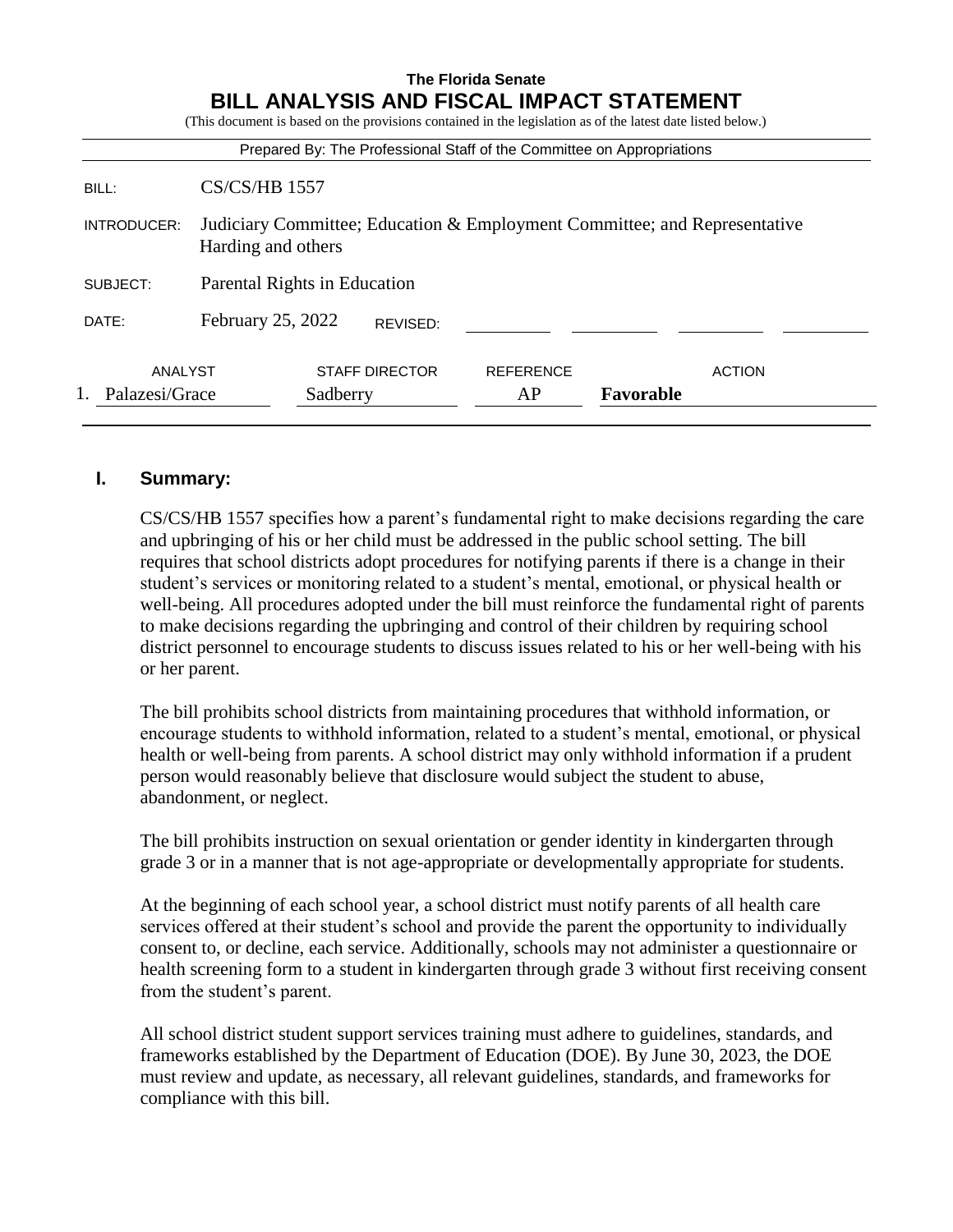**The Florida Senate**

# BILL ANALYSIS AND FISCAL IMPACT STATEMENT

(This document is based on the provisions contained in the legislation as of the latest date listed below.)

Prepared By: The Professional Staff of the Committee on Appropriations

| | |
|---|---|
| BILL: | CS/CS/HB 1557 |
| INTRODUCER: | Judiciary Committee; Education & Employment Committee; and Representative Harding and others |
| SUBJECT: | Parental Rights in Education |
| DATE: | February 25, 2022 REVISED: |

| | ANALYST | STAFF DIRECTOR | REFERENCE | ACTION |
|---|---|---|---|---|
| 1. | Palazesi/Grace | Sadberry | AP | **Favorable** |

## I. Summary:

CS/CS/HB 1557 specifies how a parent's fundamental right to make decisions regarding the care and upbringing of his or her child must be addressed in the public school setting. The bill requires that school districts adopt procedures for notifying parents if there is a change in their student's services or monitoring related to a student's mental, emotional, or physical health or well-being. All procedures adopted under the bill must reinforce the fundamental right of parents to make decisions regarding the upbringing and control of their children by requiring school district personnel to encourage students to discuss issues related to his or her well-being with his or her parent.

The bill prohibits school districts from maintaining procedures that withhold information, or encourage students to withhold information, related to a student's mental, emotional, or physical health or well-being from parents. A school district may only withhold information if a prudent person would reasonably believe that disclosure would subject the student to abuse, abandonment, or neglect.

The bill prohibits instruction on sexual orientation or gender identity in kindergarten through grade 3 or in a manner that is not age-appropriate or developmentally appropriate for students.

At the beginning of each school year, a school district must notify parents of all health care services offered at their student's school and provide the parent the opportunity to individually consent to, or decline, each service. Additionally, schools may not administer a questionnaire or health screening form to a student in kindergarten through grade 3 without first receiving consent from the student's parent.

All school district student support services training must adhere to guidelines, standards, and frameworks established by the Department of Education (DOE). By June 30, 2023, the DOE must review and update, as necessary, all relevant guidelines, standards, and frameworks for compliance with this bill.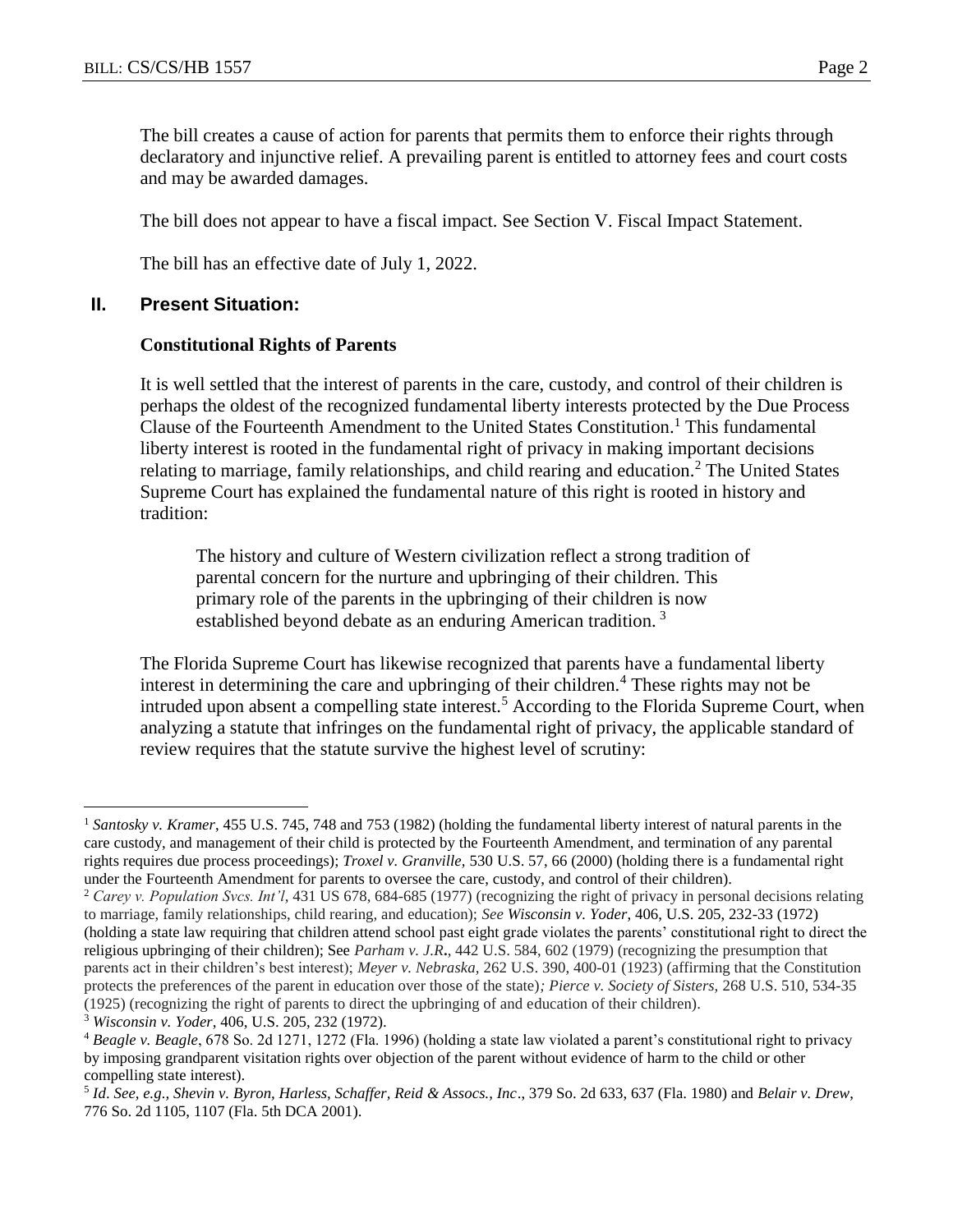The bill creates a cause of action for parents that permits them to enforce their rights through declaratory and injunctive relief. A prevailing parent is entitled to attorney fees and court costs and may be awarded damages.

The bill does not appear to have a fiscal impact. See Section V. Fiscal Impact Statement.

The bill has an effective date of July 1, 2022.

## II. Present Situation:

### Constitutional Rights of Parents

It is well settled that the interest of parents in the care, custody, and control of their children is perhaps the oldest of the recognized fundamental liberty interests protected by the Due Process Clause of the Fourteenth Amendment to the United States Constitution.[1] This fundamental liberty interest is rooted in the fundamental right of privacy in making important decisions relating to marriage, family relationships, and child rearing and education.[2] The United States Supreme Court has explained the fundamental nature of this right is rooted in history and tradition:

> The history and culture of Western civilization reflect a strong tradition of parental concern for the nurture and upbringing of their children. This primary role of the parents in the upbringing of their children is now established beyond debate as an enduring American tradition. [3]

The Florida Supreme Court has likewise recognized that parents have a fundamental liberty interest in determining the care and upbringing of their children.[4] These rights may not be intruded upon absent a compelling state interest.[5] According to the Florida Supreme Court, when analyzing a statute that infringes on the fundamental right of privacy, the applicable standard of review requires that the statute survive the highest level of scrutiny:

---

[1] *Santosky v. Kramer*, 455 U.S. 745, 748 and 753 (1982) (holding the fundamental liberty interest of natural parents in the care custody, and management of their child is protected by the Fourteenth Amendment, and termination of any parental rights requires due process proceedings); *Troxel v. Granville,* 530 U.S. 57, 66 (2000) (holding there is a fundamental right under the Fourteenth Amendment for parents to oversee the care, custody, and control of their children).

[2] *Carey v. Population Svcs. Int'l*, 431 US 678, 684-685 (1977) (recognizing the right of privacy in personal decisions relating to marriage, family relationships, child rearing, and education); *See Wisconsin v. Yoder*, 406, U.S. 205, 232-33 (1972) (holding a state law requiring that children attend school past eight grade violates the parents' constitutional right to direct the religious upbringing of their children); See *Parham v. J.R*., 442 U.S. 584, 602 (1979) (recognizing the presumption that parents act in their children's best interest); *Meyer v. Nebraska*, 262 U.S. 390, 400-01 (1923) (affirming that the Constitution protects the preferences of the parent in education over those of the state)*; Pierce v. Society of Sisters,* 268 U.S. 510, 534-35 (1925) (recognizing the right of parents to direct the upbringing of and education of their children).

[3] *Wisconsin v. Yoder*, 406, U.S. 205, 232 (1972).

[4] *Beagle v. Beagle*, 678 So. 2d 1271, 1272 (Fla. 1996) (holding a state law violated a parent's constitutional right to privacy by imposing grandparent visitation rights over objection of the parent without evidence of harm to the child or other compelling state interest).

[5] *Id. See, e.g., Shevin v. Byron, Harless, Schaffer, Reid & Assocs., Inc*., 379 So. 2d 633, 637 (Fla. 1980) and *Belair v. Drew,* 776 So. 2d 1105, 1107 (Fla. 5th DCA 2001).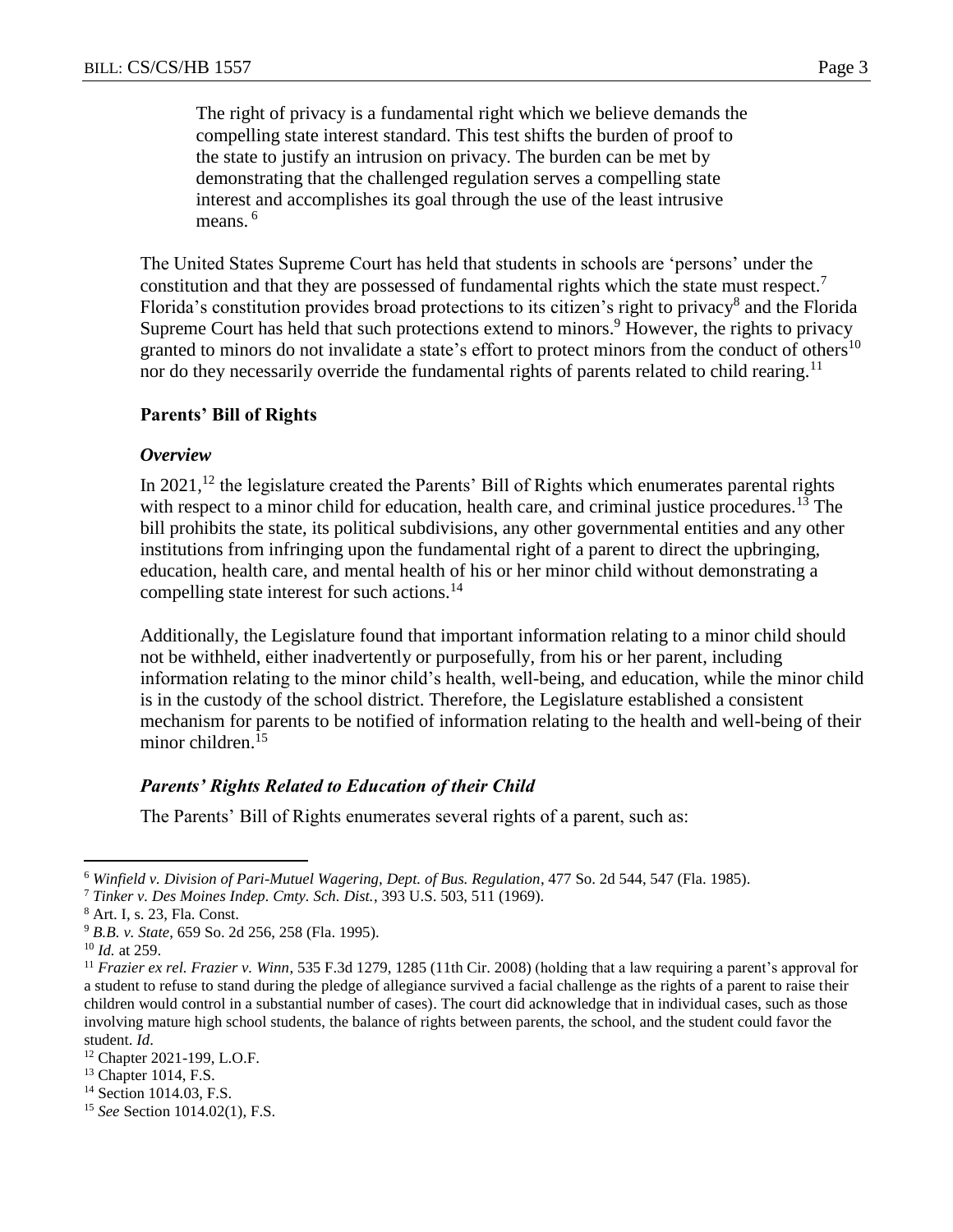> The right of privacy is a fundamental right which we believe demands the compelling state interest standard. This test shifts the burden of proof to the state to justify an intrusion on privacy. The burden can be met by demonstrating that the challenged regulation serves a compelling state interest and accomplishes its goal through the use of the least intrusive means. [6]

The United States Supreme Court has held that students in schools are 'persons' under the constitution and that they are possessed of fundamental rights which the state must respect.[7] Florida's constitution provides broad protections to its citizen's right to privacy[8] and the Florida Supreme Court has held that such protections extend to minors.[9] However, the rights to privacy granted to minors do not invalidate a state's effort to protect minors from the conduct of others[10] nor do they necessarily override the fundamental rights of parents related to child rearing.[11]

### Parents' Bill of Rights

#### *Overview*

In 2021,[12] the legislature created the Parents' Bill of Rights which enumerates parental rights with respect to a minor child for education, health care, and criminal justice procedures.[13] The bill prohibits the state, its political subdivisions, any other governmental entities and any other institutions from infringing upon the fundamental right of a parent to direct the upbringing, education, health care, and mental health of his or her minor child without demonstrating a compelling state interest for such actions.[14]

Additionally, the Legislature found that important information relating to a minor child should not be withheld, either inadvertently or purposefully, from his or her parent, including information relating to the minor child's health, well-being, and education, while the minor child is in the custody of the school district. Therefore, the Legislature established a consistent mechanism for parents to be notified of information relating to the health and well-being of their minor children.[15]

#### ***Parents' Rights Related to Education of their Child***

The Parents' Bill of Rights enumerates several rights of a parent, such as:

---

[6] *Winfield v. Division of Pari-Mutuel Wagering, Dept. of Bus. Regulation*, 477 So. 2d 544, 547 (Fla. 1985).

[7] *Tinker v. Des Moines Indep. Cmty. Sch. Dist.*, 393 U.S. 503, 511 (1969).

[8] Art. I, s. 23, Fla. Const.

[9] *B.B. v. State*, 659 So. 2d 256, 258 (Fla. 1995).

[10] *Id.* at 259.

[11] *Frazier ex rel. Frazier v. Winn*, 535 F.3d 1279, 1285 (11th Cir. 2008) (holding that a law requiring a parent's approval for a student to refuse to stand during the pledge of allegiance survived a facial challenge as the rights of a parent to raise their children would control in a substantial number of cases). The court did acknowledge that in individual cases, such as those involving mature high school students, the balance of rights between parents, the school, and the student could favor the student. *Id*.

[12] Chapter 2021-199, L.O.F.

[13] Chapter 1014, F.S.

[14] Section 1014.03, F.S.

[15] *See* Section 1014.02(1), F.S.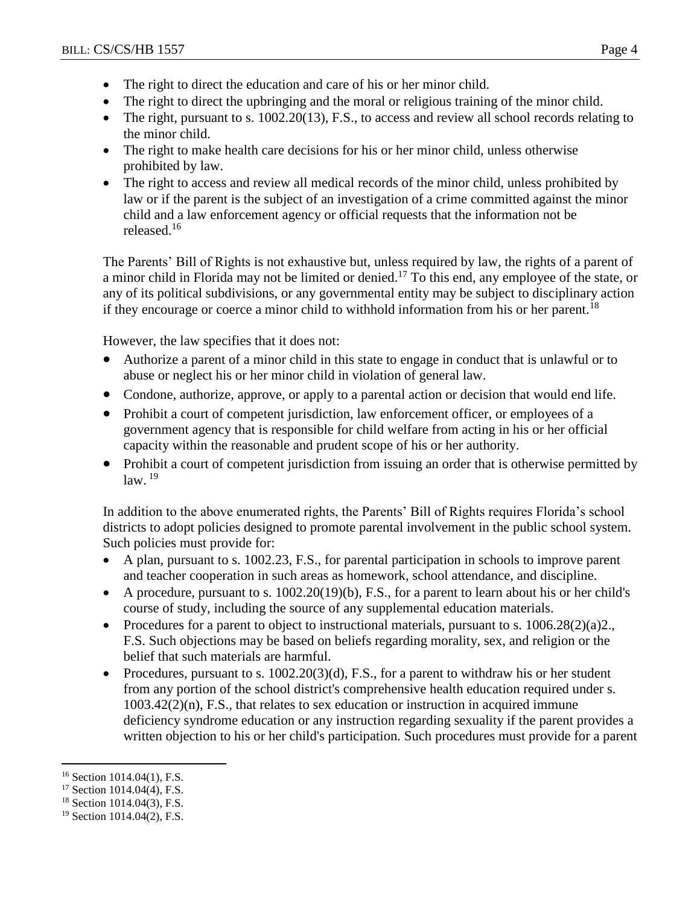- The right to direct the education and care of his or her minor child.
- The right to direct the upbringing and the moral or religious training of the minor child.
- The right, pursuant to s. 1002.20(13), F.S., to access and review all school records relating to the minor child.
- The right to make health care decisions for his or her minor child, unless otherwise prohibited by law.
- The right to access and review all medical records of the minor child, unless prohibited by law or if the parent is the subject of an investigation of a crime committed against the minor child and a law enforcement agency or official requests that the information not be released.[16]

The Parents' Bill of Rights is not exhaustive but, unless required by law, the rights of a parent of a minor child in Florida may not be limited or denied.[17] To this end, any employee of the state, or any of its political subdivisions, or any governmental entity may be subject to disciplinary action if they encourage or coerce a minor child to withhold information from his or her parent.[18]

However, the law specifies that it does not:

- Authorize a parent of a minor child in this state to engage in conduct that is unlawful or to abuse or neglect his or her minor child in violation of general law.
- Condone, authorize, approve, or apply to a parental action or decision that would end life.
- Prohibit a court of competent jurisdiction, law enforcement officer, or employees of a government agency that is responsible for child welfare from acting in his or her official capacity within the reasonable and prudent scope of his or her authority.
- Prohibit a court of competent jurisdiction from issuing an order that is otherwise permitted by law. [19]

In addition to the above enumerated rights, the Parents' Bill of Rights requires Florida's school districts to adopt policies designed to promote parental involvement in the public school system. Such policies must provide for:

- A plan, pursuant to s. 1002.23, F.S., for parental participation in schools to improve parent and teacher cooperation in such areas as homework, school attendance, and discipline.
- A procedure, pursuant to s. 1002.20(19)(b), F.S., for a parent to learn about his or her child's course of study, including the source of any supplemental education materials.
- Procedures for a parent to object to instructional materials, pursuant to s. 1006.28(2)(a)2., F.S. Such objections may be based on beliefs regarding morality, sex, and religion or the belief that such materials are harmful.
- Procedures, pursuant to s. 1002.20(3)(d), F.S., for a parent to withdraw his or her student from any portion of the school district's comprehensive health education required under s. 1003.42(2)(n), F.S., that relates to sex education or instruction in acquired immune deficiency syndrome education or any instruction regarding sexuality if the parent provides a written objection to his or her child's participation. Such procedures must provide for a parent

---

[16] Section 1014.04(1), F.S.

[17] Section 1014.04(4), F.S.

[18] Section 1014.04(3), F.S.

[19] Section 1014.04(2), F.S.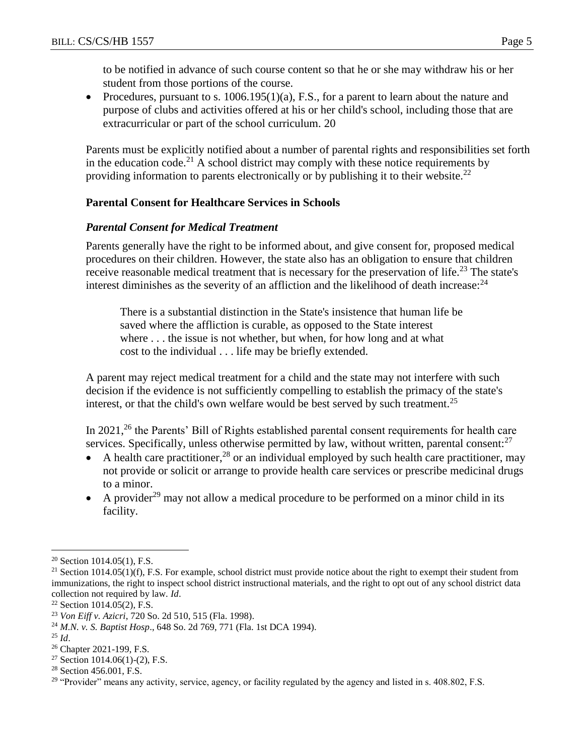to be notified in advance of such course content so that he or she may withdraw his or her student from those portions of the course.

- Procedures, pursuant to s. 1006.195(1)(a), F.S., for a parent to learn about the nature and purpose of clubs and activities offered at his or her child's school, including those that are extracurricular or part of the school curriculum. 20

Parents must be explicitly notified about a number of parental rights and responsibilities set forth in the education code.[21] A school district may comply with these notice requirements by providing information to parents electronically or by publishing it to their website.[22]

**Parental Consent for Healthcare Services in Schools**

***Parental Consent for Medical Treatment***

Parents generally have the right to be informed about, and give consent for, proposed medical procedures on their children. However, the state also has an obligation to ensure that children receive reasonable medical treatment that is necessary for the preservation of life.[23] The state's interest diminishes as the severity of an affliction and the likelihood of death increase:[24]

> There is a substantial distinction in the State's insistence that human life be saved where the affliction is curable, as opposed to the State interest where . . . the issue is not whether, but when, for how long and at what cost to the individual . . . life may be briefly extended.

A parent may reject medical treatment for a child and the state may not interfere with such decision if the evidence is not sufficiently compelling to establish the primacy of the state's interest, or that the child's own welfare would be best served by such treatment.[25]

In 2021,[26] the Parents' Bill of Rights established parental consent requirements for health care services. Specifically, unless otherwise permitted by law, without written, parental consent:[27]

- A health care practitioner,[28] or an individual employed by such health care practitioner, may not provide or solicit or arrange to provide health care services or prescribe medicinal drugs to a minor.
- A provider[29] may not allow a medical procedure to be performed on a minor child in its facility.

---

[20] Section 1014.05(1), F.S.

[21] Section 1014.05(1)(f), F.S. For example, school district must provide notice about the right to exempt their student from immunizations, the right to inspect school district instructional materials, and the right to opt out of any school district data collection not required by law. *Id*.

[22] Section 1014.05(2), F.S.

[23] *Von Eiff v. Azicri*, 720 So. 2d 510, 515 (Fla. 1998).

[24] *M.N. v. S. Baptist Hosp*., 648 So. 2d 769, 771 (Fla. 1st DCA 1994).

[25] *Id*.

[26] Chapter 2021-199, F.S.

[27] Section 1014.06(1)-(2), F.S.

[28] Section 456.001, F.S.

[29] "Provider" means any activity, service, agency, or facility regulated by the agency and listed in s. 408.802, F.S.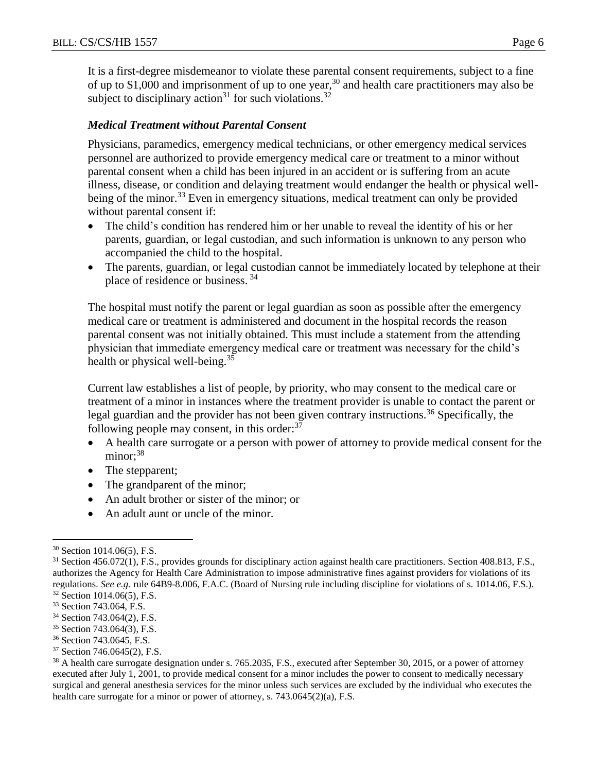It is a first-degree misdemeanor to violate these parental consent requirements, subject to a fine of up to $1,000 and imprisonment of up to one year,[30] and health care practitioners may also be subject to disciplinary action[31] for such violations.[32]

### *Medical Treatment without Parental Consent*

Physicians, paramedics, emergency medical technicians, or other emergency medical services personnel are authorized to provide emergency medical care or treatment to a minor without parental consent when a child has been injured in an accident or is suffering from an acute illness, disease, or condition and delaying treatment would endanger the health or physical well-being of the minor.[33] Even in emergency situations, medical treatment can only be provided without parental consent if:

- The child's condition has rendered him or her unable to reveal the identity of his or her parents, guardian, or legal custodian, and such information is unknown to any person who accompanied the child to the hospital.
- The parents, guardian, or legal custodian cannot be immediately located by telephone at their place of residence or business. [34]

The hospital must notify the parent or legal guardian as soon as possible after the emergency medical care or treatment is administered and document in the hospital records the reason parental consent was not initially obtained. This must include a statement from the attending physician that immediate emergency medical care or treatment was necessary for the child's health or physical well-being.[35]

Current law establishes a list of people, by priority, who may consent to the medical care or treatment of a minor in instances where the treatment provider is unable to contact the parent or legal guardian and the provider has not been given contrary instructions.[36] Specifically, the following people may consent, in this order:[37]

- A health care surrogate or a person with power of attorney to provide medical consent for the minor;[38]
- The stepparent;
- The grandparent of the minor;
- An adult brother or sister of the minor; or
- An adult aunt or uncle of the minor.

---

[30] Section 1014.06(5), F.S.

[31] Section 456.072(1), F.S., provides grounds for disciplinary action against health care practitioners. Section 408.813, F.S., authorizes the Agency for Health Care Administration to impose administrative fines against providers for violations of its regulations. *See e.g.* rule 64B9-8.006, F.A.C. (Board of Nursing rule including discipline for violations of s. 1014.06, F.S.).

[32] Section 1014.06(5), F.S.

[33] Section 743.064, F.S.

[34] Section 743.064(2), F.S.

[35] Section 743.064(3), F.S.

[36] Section 743.0645, F.S.

[37] Section 746.0645(2), F.S.

[38] A health care surrogate designation under s. 765.2035, F.S., executed after September 30, 2015, or a power of attorney executed after July 1, 2001, to provide medical consent for a minor includes the power to consent to medically necessary surgical and general anesthesia services for the minor unless such services are excluded by the individual who executes the health care surrogate for a minor or power of attorney, s. 743.0645(2)(a), F.S.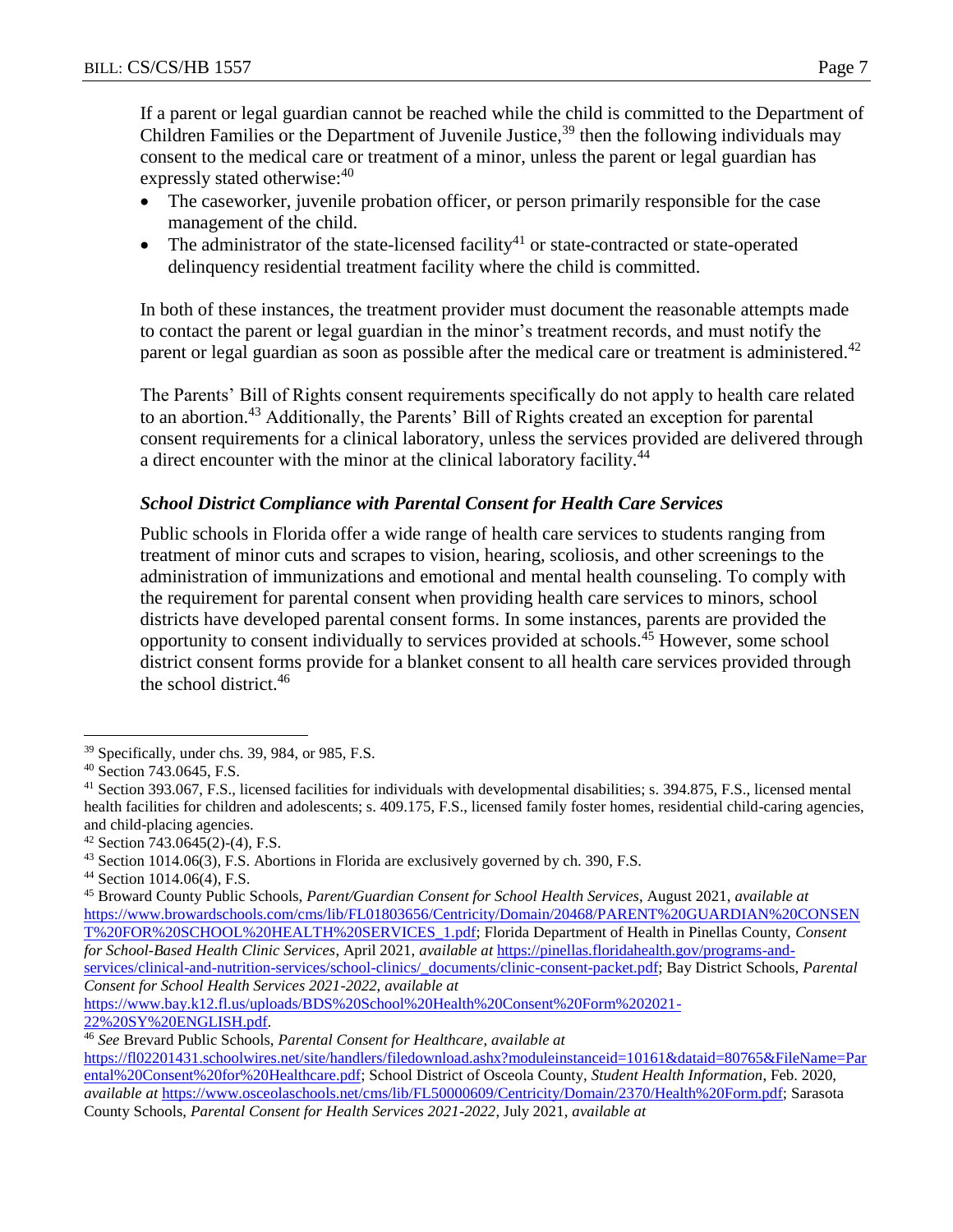If a parent or legal guardian cannot be reached while the child is committed to the Department of Children Families or the Department of Juvenile Justice,[39] then the following individuals may consent to the medical care or treatment of a minor, unless the parent or legal guardian has expressly stated otherwise:[40]

- The caseworker, juvenile probation officer, or person primarily responsible for the case management of the child.
- The administrator of the state-licensed facility[41] or state-contracted or state-operated delinquency residential treatment facility where the child is committed.

In both of these instances, the treatment provider must document the reasonable attempts made to contact the parent or legal guardian in the minor's treatment records, and must notify the parent or legal guardian as soon as possible after the medical care or treatment is administered.[42]

The Parents' Bill of Rights consent requirements specifically do not apply to health care related to an abortion.[43] Additionally, the Parents' Bill of Rights created an exception for parental consent requirements for a clinical laboratory, unless the services provided are delivered through a direct encounter with the minor at the clinical laboratory facility.[44]

### *School District Compliance with Parental Consent for Health Care Services*

Public schools in Florida offer a wide range of health care services to students ranging from treatment of minor cuts and scrapes to vision, hearing, scoliosis, and other screenings to the administration of immunizations and emotional and mental health counseling. To comply with the requirement for parental consent when providing health care services to minors, school districts have developed parental consent forms. In some instances, parents are provided the opportunity to consent individually to services provided at schools.[45] However, some school district consent forms provide for a blanket consent to all health care services provided through the school district.[46]

---

[39] Specifically, under chs. 39, 984, or 985, F.S.

[40] Section 743.0645, F.S.

[41] Section 393.067, F.S., licensed facilities for individuals with developmental disabilities; s. 394.875, F.S., licensed mental health facilities for children and adolescents; s. 409.175, F.S., licensed family foster homes, residential child-caring agencies, and child-placing agencies.

[42] Section 743.0645(2)-(4), F.S.

[43] Section 1014.06(3), F.S. Abortions in Florida are exclusively governed by ch. 390, F.S.

[44] Section 1014.06(4), F.S.

[45] Broward County Public Schools, *Parent/Guardian Consent for School Health Services*, August 2021, *available at* https://www.browardschools.com/cms/lib/FL01803656/Centricity/Domain/20468/PARENT%20GUARDIAN%20CONSENT%20FOR%20SCHOOL%20HEALTH%20SERVICES_1.pdf; Florida Department of Health in Pinellas County, *Consent for School-Based Health Clinic Services*, April 2021, *available at* https://pinellas.floridahealth.gov/programs-and-services/clinical-and-nutrition-services/school-clinics/_documents/clinic-consent-packet.pdf; Bay District Schools, *Parental Consent for School Health Services 2021-2022*, *available at* https://www.bay.k12.fl.us/uploads/BDS%20School%20Health%20Consent%20Form%202021-22%20SY%20ENGLISH.pdf.

[46] *See* Brevard Public Schools, *Parental Consent for Healthcare*, *available at* https://fl02201431.schoolwires.net/site/handlers/filedownload.ashx?moduleinstanceid=10161&dataid=80765&FileName=Parental%20Consent%20for%20Healthcare.pdf; School District of Osceola County, *Student Health Information*, Feb. 2020, *available at* https://www.osceolaschools.net/cms/lib/FL50000609/Centricity/Domain/2370/Health%20Form.pdf; Sarasota County Schools, *Parental Consent for Health Services 2021-2022*, July 2021, *available at*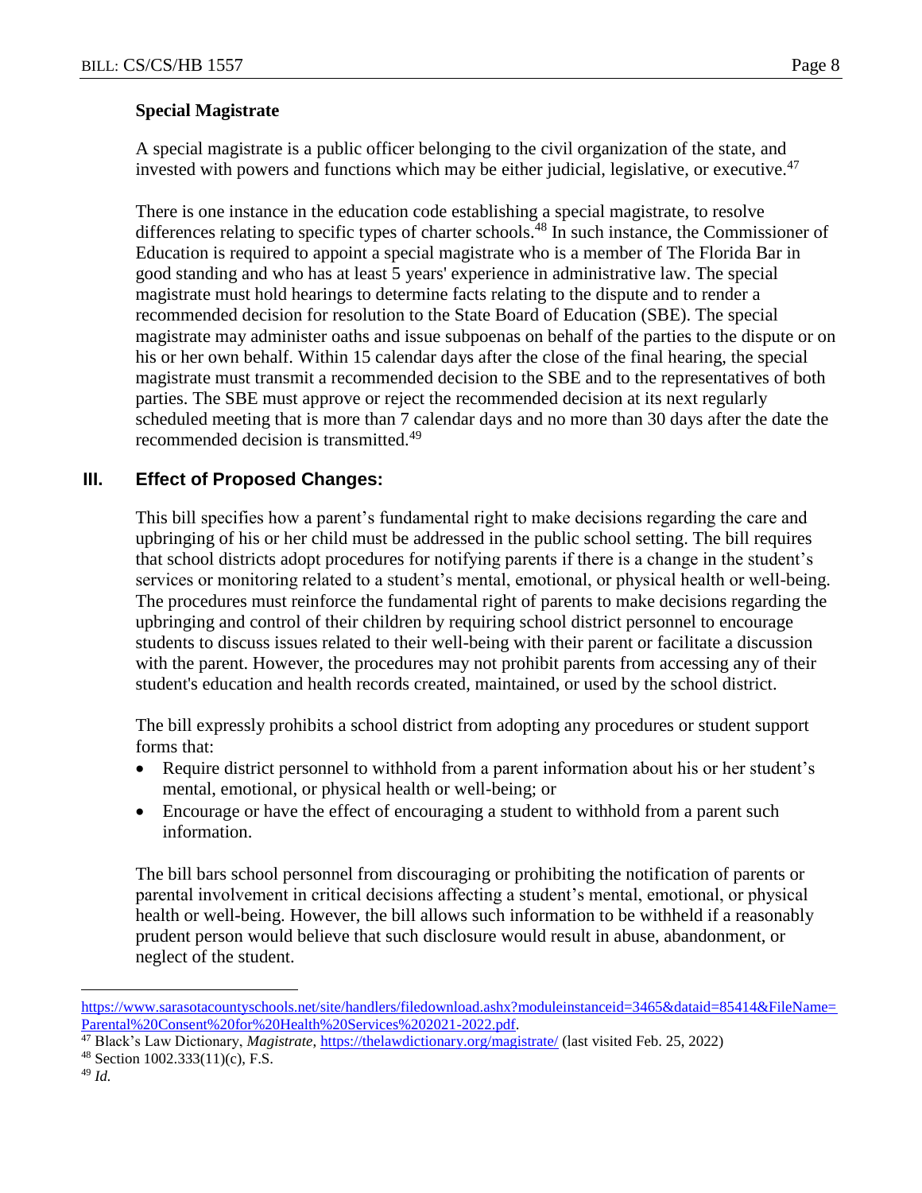### Special Magistrate

A special magistrate is a public officer belonging to the civil organization of the state, and invested with powers and functions which may be either judicial, legislative, or executive.[47]

There is one instance in the education code establishing a special magistrate, to resolve differences relating to specific types of charter schools.[48] In such instance, the Commissioner of Education is required to appoint a special magistrate who is a member of The Florida Bar in good standing and who has at least 5 years' experience in administrative law. The special magistrate must hold hearings to determine facts relating to the dispute and to render a recommended decision for resolution to the State Board of Education (SBE). The special magistrate may administer oaths and issue subpoenas on behalf of the parties to the dispute or on his or her own behalf. Within 15 calendar days after the close of the final hearing, the special magistrate must transmit a recommended decision to the SBE and to the representatives of both parties. The SBE must approve or reject the recommended decision at its next regularly scheduled meeting that is more than 7 calendar days and no more than 30 days after the date the recommended decision is transmitted.[49]

## III. Effect of Proposed Changes:

This bill specifies how a parent's fundamental right to make decisions regarding the care and upbringing of his or her child must be addressed in the public school setting. The bill requires that school districts adopt procedures for notifying parents if there is a change in the student's services or monitoring related to a student's mental, emotional, or physical health or well-being. The procedures must reinforce the fundamental right of parents to make decisions regarding the upbringing and control of their children by requiring school district personnel to encourage students to discuss issues related to their well-being with their parent or facilitate a discussion with the parent. However, the procedures may not prohibit parents from accessing any of their student's education and health records created, maintained, or used by the school district.

The bill expressly prohibits a school district from adopting any procedures or student support forms that:

- Require district personnel to withhold from a parent information about his or her student's mental, emotional, or physical health or well-being; or
- Encourage or have the effect of encouraging a student to withhold from a parent such information.

The bill bars school personnel from discouraging or prohibiting the notification of parents or parental involvement in critical decisions affecting a student's mental, emotional, or physical health or well-being. However, the bill allows such information to be withheld if a reasonably prudent person would believe that such disclosure would result in abuse, abandonment, or neglect of the student.

---

https://www.sarasotacountyschools.net/site/handlers/filedownload.ashx?moduleinstanceid=3465&dataid=85414&FileName=Parental%20Consent%20for%20Health%20Services%202021-2022.pdf.

[47] Black's Law Dictionary, *Magistrate*, https://thelawdictionary.org/magistrate/ (last visited Feb. 25, 2022)

[48] Section 1002.333(11)(c), F.S.

[49] *Id.*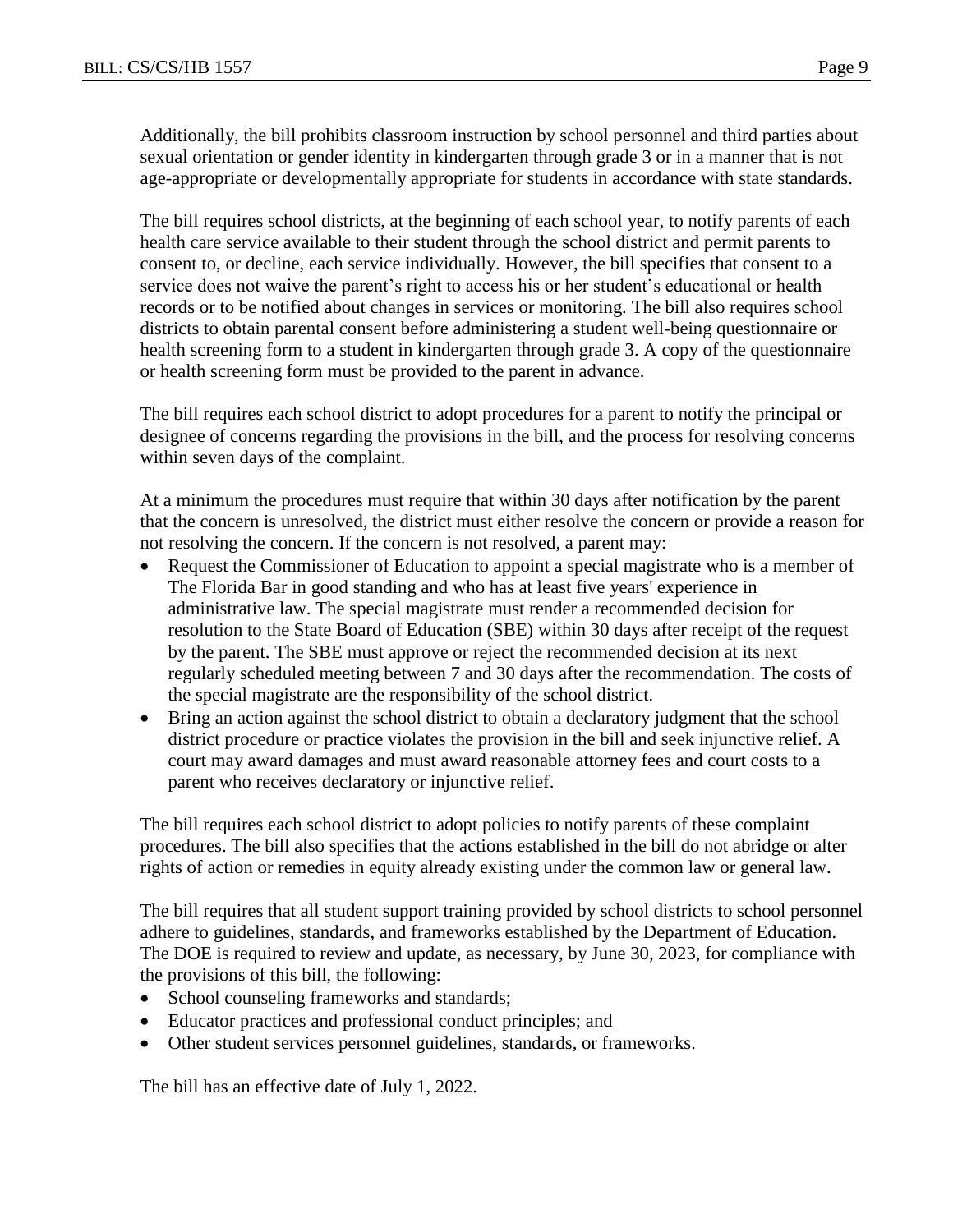Additionally, the bill prohibits classroom instruction by school personnel and third parties about sexual orientation or gender identity in kindergarten through grade 3 or in a manner that is not age-appropriate or developmentally appropriate for students in accordance with state standards.

The bill requires school districts, at the beginning of each school year, to notify parents of each health care service available to their student through the school district and permit parents to consent to, or decline, each service individually. However, the bill specifies that consent to a service does not waive the parent's right to access his or her student's educational or health records or to be notified about changes in services or monitoring. The bill also requires school districts to obtain parental consent before administering a student well-being questionnaire or health screening form to a student in kindergarten through grade 3. A copy of the questionnaire or health screening form must be provided to the parent in advance.

The bill requires each school district to adopt procedures for a parent to notify the principal or designee of concerns regarding the provisions in the bill, and the process for resolving concerns within seven days of the complaint.

At a minimum the procedures must require that within 30 days after notification by the parent that the concern is unresolved, the district must either resolve the concern or provide a reason for not resolving the concern. If the concern is not resolved, a parent may:

- Request the Commissioner of Education to appoint a special magistrate who is a member of The Florida Bar in good standing and who has at least five years' experience in administrative law. The special magistrate must render a recommended decision for resolution to the State Board of Education (SBE) within 30 days after receipt of the request by the parent. The SBE must approve or reject the recommended decision at its next regularly scheduled meeting between 7 and 30 days after the recommendation. The costs of the special magistrate are the responsibility of the school district.
- Bring an action against the school district to obtain a declaratory judgment that the school district procedure or practice violates the provision in the bill and seek injunctive relief. A court may award damages and must award reasonable attorney fees and court costs to a parent who receives declaratory or injunctive relief.

The bill requires each school district to adopt policies to notify parents of these complaint procedures. The bill also specifies that the actions established in the bill do not abridge or alter rights of action or remedies in equity already existing under the common law or general law.

The bill requires that all student support training provided by school districts to school personnel adhere to guidelines, standards, and frameworks established by the Department of Education. The DOE is required to review and update, as necessary, by June 30, 2023, for compliance with the provisions of this bill, the following:

- School counseling frameworks and standards;
- Educator practices and professional conduct principles; and
- Other student services personnel guidelines, standards, or frameworks.

The bill has an effective date of July 1, 2022.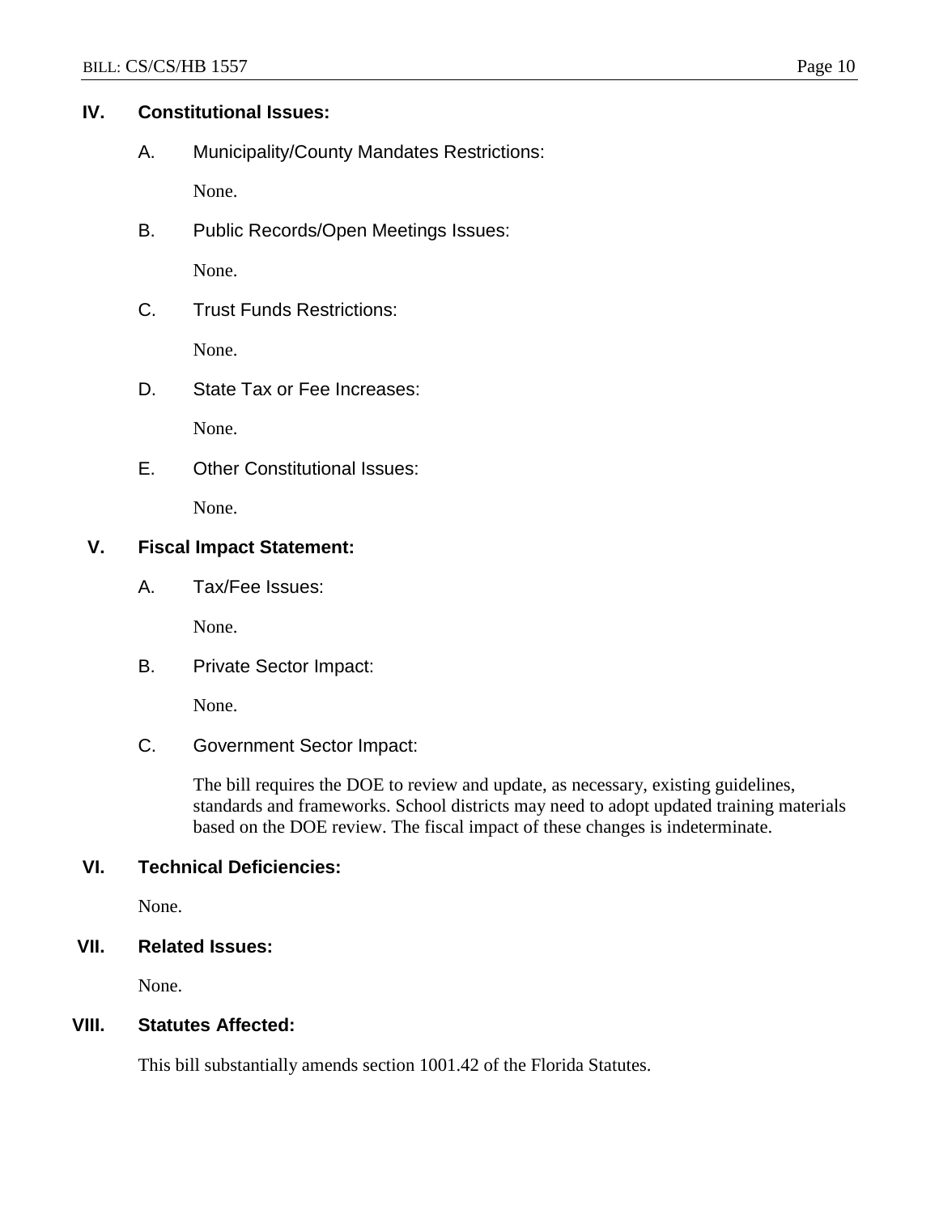## IV. Constitutional Issues:

### A. Municipality/County Mandates Restrictions:

None.

### B. Public Records/Open Meetings Issues:

None.

### C. Trust Funds Restrictions:

None.

### D. State Tax or Fee Increases:

None.

### E. Other Constitutional Issues:

None.

## V. Fiscal Impact Statement:

### A. Tax/Fee Issues:

None.

### B. Private Sector Impact:

None.

### C. Government Sector Impact:

The bill requires the DOE to review and update, as necessary, existing guidelines, standards and frameworks. School districts may need to adopt updated training materials based on the DOE review. The fiscal impact of these changes is indeterminate.

## VI. Technical Deficiencies:

None.

## VII. Related Issues:

None.

## VIII. Statutes Affected:

This bill substantially amends section 1001.42 of the Florida Statutes.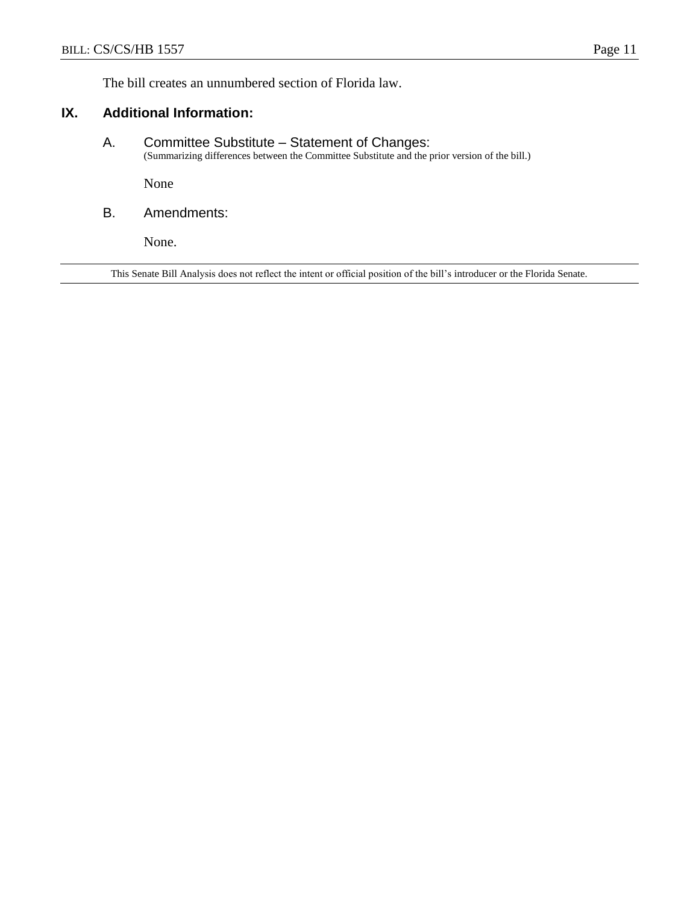The bill creates an unnumbered section of Florida law.

## IX. Additional Information:

### A. Committee Substitute – Statement of Changes:

(Summarizing differences between the Committee Substitute and the prior version of the bill.)

None

### B. Amendments:

None.

This Senate Bill Analysis does not reflect the intent or official position of the bill's introducer or the Florida Senate.